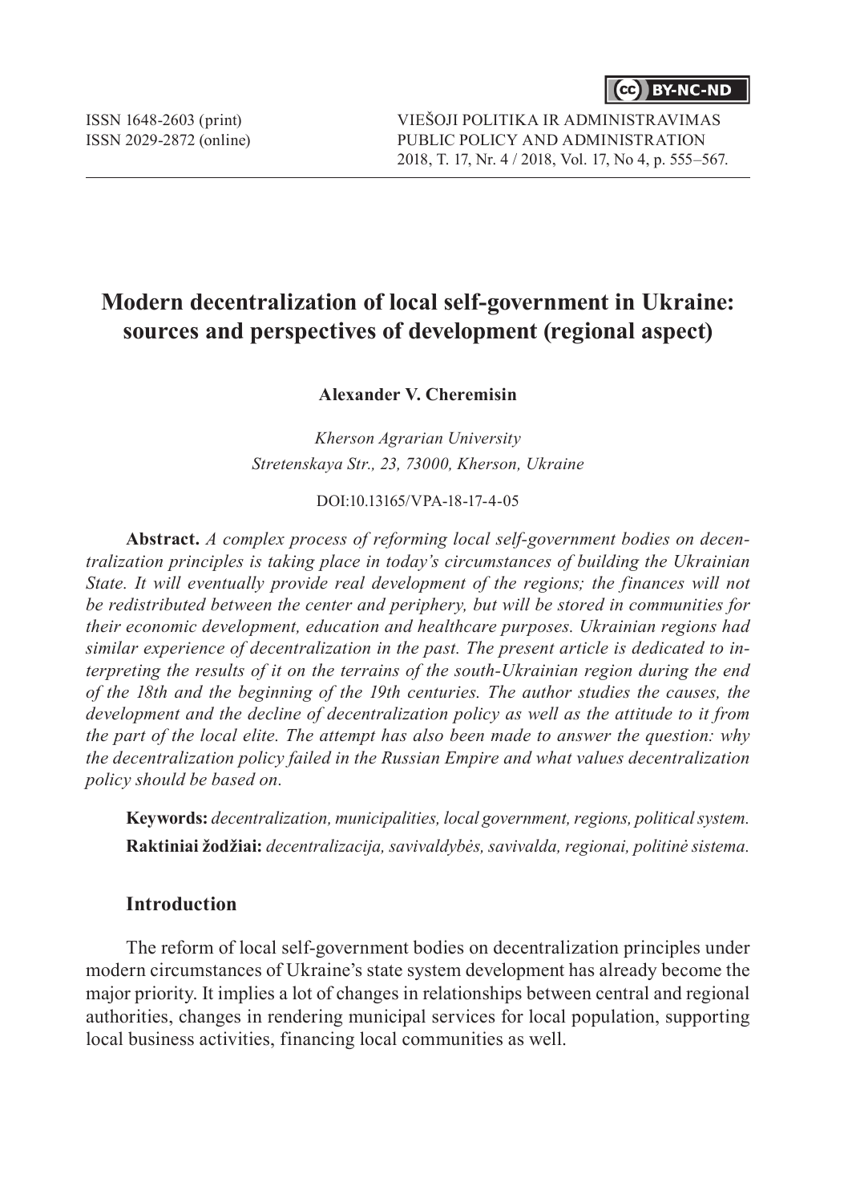# Modern decentralization of local self-government in Ukraine: sources and perspectives of development (regional aspect)

**Alexander V. Cheremisin**

*Kherson Agrarian University*
*Stretenskaya Str., 23, 73000, Kherson, Ukraine*

DOI:10.13165/VPA-18-17-4-05

**Abstract.** *A complex process of reforming local self-government bodies on decentralization principles is taking place in today's circumstances of building the Ukrainian State. It will eventually provide real development of the regions; the finances will not be redistributed between the center and periphery, but will be stored in communities for their economic development, education and healthcare purposes. Ukrainian regions had similar experience of decentralization in the past. The present article is dedicated to interpreting the results of it on the terrains of the south-Ukrainian region during the end of the 18th and the beginning of the 19th centuries. The author studies the causes, the development and the decline of decentralization policy as well as the attitude to it from the part of the local elite. The attempt has also been made to answer the question: why the decentralization policy failed in the Russian Empire and what values decentralization policy should be based on.*

**Keywords:** *decentralization, municipalities, local government, regions, political system.*

**Raktiniai žodžiai:** *decentralizacija, savivaldybės, savivalda, regionai, politinė sistema.*

## Introduction

The reform of local self-government bodies on decentralization principles under modern circumstances of Ukraine's state system development has already become the major priority. It implies a lot of changes in relationships between central and regional authorities, changes in rendering municipal services for local population, supporting local business activities, financing local communities as well.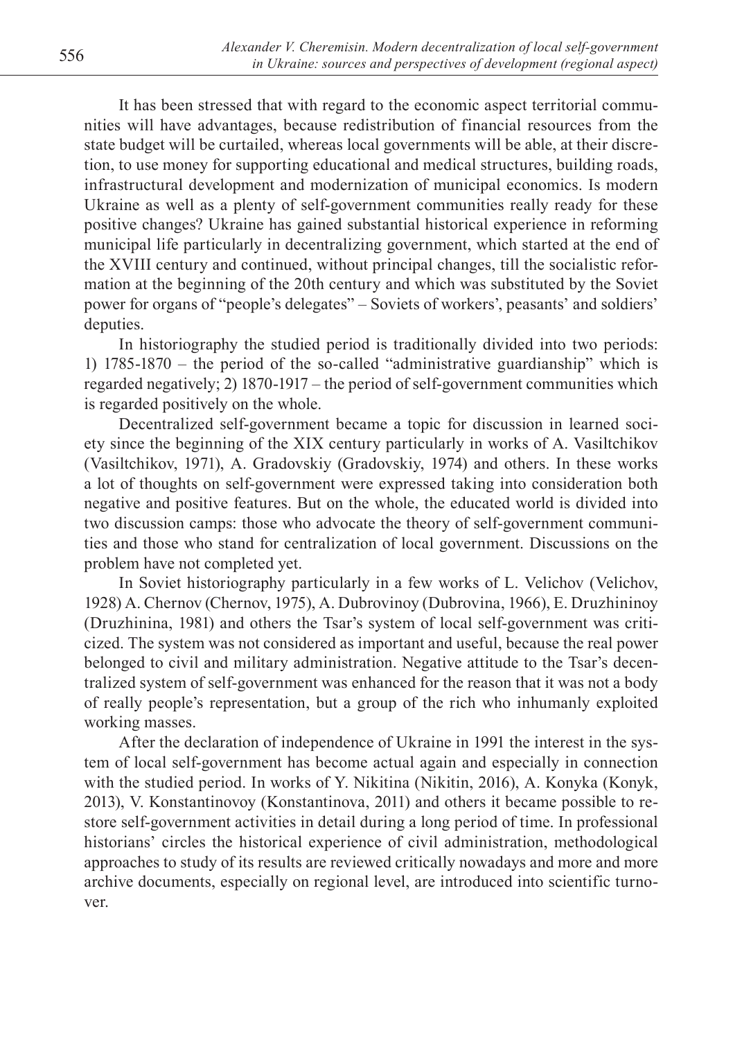It has been stressed that with regard to the economic aspect territorial communities will have advantages, because redistribution of financial resources from the state budget will be curtailed, whereas local governments will be able, at their discretion, to use money for supporting educational and medical structures, building roads, infrastructural development and modernization of municipal economics. Is modern Ukraine as well as a plenty of self-government communities really ready for these positive changes? Ukraine has gained substantial historical experience in reforming municipal life particularly in decentralizing government, which started at the end of the XVIII century and continued, without principal changes, till the socialistic reformation at the beginning of the 20th century and which was substituted by the Soviet power for organs of "people's delegates" – Soviets of workers', peasants' and soldiers' deputies.

In historiography the studied period is traditionally divided into two periods: 1) 1785-1870 – the period of the so-called "administrative guardianship" which is regarded negatively; 2) 1870-1917 – the period of self-government communities which is regarded positively on the whole.

Decentralized self-government became a topic for discussion in learned society since the beginning of the XIX century particularly in works of A. Vasiltchikov (Vasiltchikov, 1971), A. Gradovskiy (Gradovskiy, 1974) and others. In these works a lot of thoughts on self-government were expressed taking into consideration both negative and positive features. But on the whole, the educated world is divided into two discussion camps: those who advocate the theory of self-government communities and those who stand for centralization of local government. Discussions on the problem have not completed yet.

In Soviet historiography particularly in a few works of L. Velichov (Velichov, 1928) A. Chernov (Chernov, 1975), A. Dubrovinoy (Dubrovina, 1966), E. Druzhininoy (Druzhinina, 1981) and others the Tsar's system of local self-government was criticized. The system was not considered as important and useful, because the real power belonged to civil and military administration. Negative attitude to the Tsar's decentralized system of self-government was enhanced for the reason that it was not a body of really people's representation, but a group of the rich who inhumanly exploited working masses.

After the declaration of independence of Ukraine in 1991 the interest in the system of local self-government has become actual again and especially in connection with the studied period. In works of Y. Nikitina (Nikitin, 2016), A. Konyka (Konyk, 2013), V. Konstantinovoy (Konstantinova, 2011) and others it became possible to restore self-government activities in detail during a long period of time. In professional historians' circles the historical experience of civil administration, methodological approaches to study of its results are reviewed critically nowadays and more and more archive documents, especially on regional level, are introduced into scientific turnover.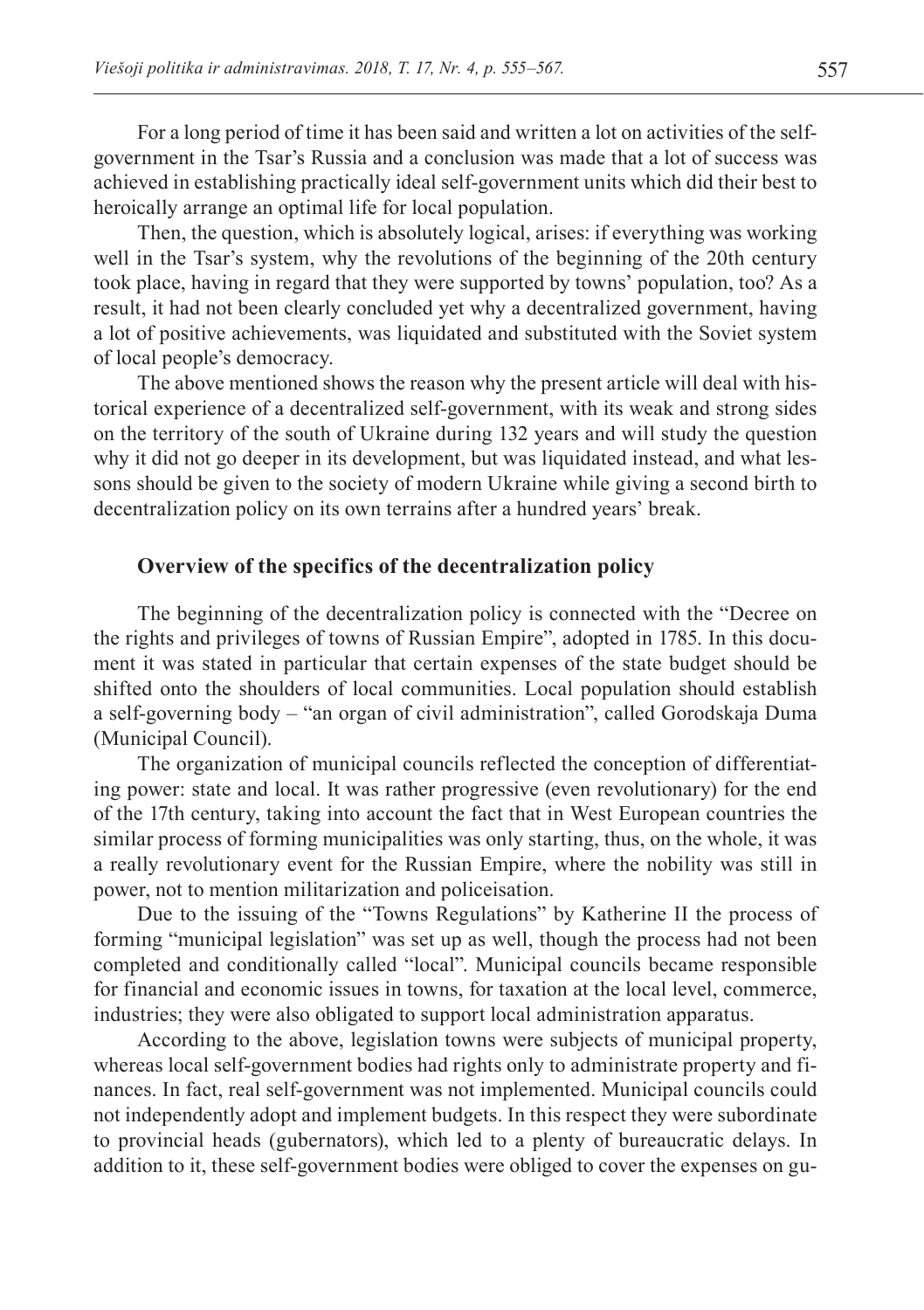For a long period of time it has been said and written a lot on activities of the self-government in the Tsar's Russia and a conclusion was made that a lot of success was achieved in establishing practically ideal self-government units which did their best to heroically arrange an optimal life for local population.

Then, the question, which is absolutely logical, arises: if everything was working well in the Tsar's system, why the revolutions of the beginning of the 20th century took place, having in regard that they were supported by towns' population, too? As a result, it had not been clearly concluded yet why a decentralized government, having a lot of positive achievements, was liquidated and substituted with the Soviet system of local people's democracy.

The above mentioned shows the reason why the present article will deal with historical experience of a decentralized self-government, with its weak and strong sides on the territory of the south of Ukraine during 132 years and will study the question why it did not go deeper in its development, but was liquidated instead, and what lessons should be given to the society of modern Ukraine while giving a second birth to decentralization policy on its own terrains after a hundred years' break.

## Overview of the specifics of the decentralization policy

The beginning of the decentralization policy is connected with the "Decree on the rights and privileges of towns of Russian Empire", adopted in 1785. In this document it was stated in particular that certain expenses of the state budget should be shifted onto the shoulders of local communities. Local population should establish a self-governing body – "an organ of civil administration", called Gorodskaja Duma (Municipal Council).

The organization of municipal councils reflected the conception of differentiating power: state and local. It was rather progressive (even revolutionary) for the end of the 17th century, taking into account the fact that in West European countries the similar process of forming municipalities was only starting, thus, on the whole, it was a really revolutionary event for the Russian Empire, where the nobility was still in power, not to mention militarization and policeisation.

Due to the issuing of the "Towns Regulations" by Katherine II the process of forming "municipal legislation" was set up as well, though the process had not been completed and conditionally called "local". Municipal councils became responsible for financial and economic issues in towns, for taxation at the local level, commerce, industries; they were also obligated to support local administration apparatus.

According to the above, legislation towns were subjects of municipal property, whereas local self-government bodies had rights only to administrate property and finances. In fact, real self-government was not implemented. Municipal councils could not independently adopt and implement budgets. In this respect they were subordinate to provincial heads (gubernators), which led to a plenty of bureaucratic delays. In addition to it, these self-government bodies were obliged to cover the expenses on gu-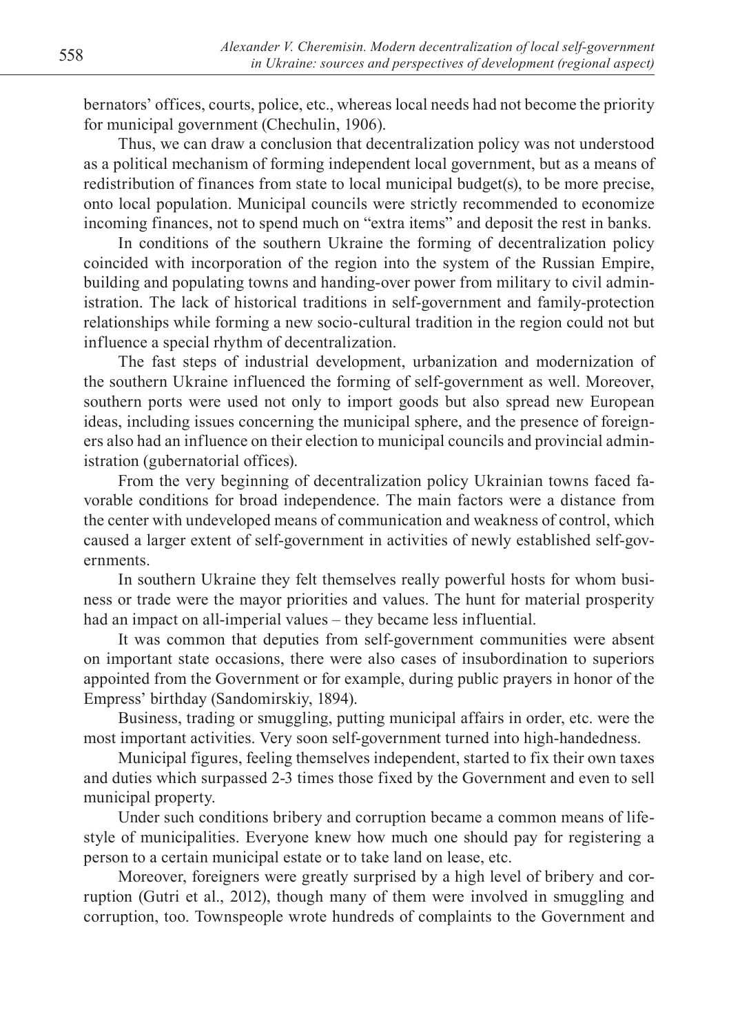bernators' offices, courts, police, etc., whereas local needs had not become the priority for municipal government (Chechulin, 1906).

Thus, we can draw a conclusion that decentralization policy was not understood as a political mechanism of forming independent local government, but as a means of redistribution of finances from state to local municipal budget(s), to be more precise, onto local population. Municipal councils were strictly recommended to economize incoming finances, not to spend much on "extra items" and deposit the rest in banks.

In conditions of the southern Ukraine the forming of decentralization policy coincided with incorporation of the region into the system of the Russian Empire, building and populating towns and handing-over power from military to civil administration. The lack of historical traditions in self-government and family-protection relationships while forming a new socio-cultural tradition in the region could not but influence a special rhythm of decentralization.

The fast steps of industrial development, urbanization and modernization of the southern Ukraine influenced the forming of self-government as well. Moreover, southern ports were used not only to import goods but also spread new European ideas, including issues concerning the municipal sphere, and the presence of foreigners also had an influence on their election to municipal councils and provincial administration (gubernatorial offices).

From the very beginning of decentralization policy Ukrainian towns faced favorable conditions for broad independence. The main factors were a distance from the center with undeveloped means of communication and weakness of control, which caused a larger extent of self-government in activities of newly established self-governments.

In southern Ukraine they felt themselves really powerful hosts for whom business or trade were the mayor priorities and values. The hunt for material prosperity had an impact on all-imperial values – they became less influential.

It was common that deputies from self-government communities were absent on important state occasions, there were also cases of insubordination to superiors appointed from the Government or for example, during public prayers in honor of the Empress' birthday (Sandomirskiy, 1894).

Business, trading or smuggling, putting municipal affairs in order, etc. were the most important activities. Very soon self-government turned into high-handedness.

Municipal figures, feeling themselves independent, started to fix their own taxes and duties which surpassed 2-3 times those fixed by the Government and even to sell municipal property.

Under such conditions bribery and corruption became a common means of lifestyle of municipalities. Everyone knew how much one should pay for registering a person to a certain municipal estate or to take land on lease, etc.

Moreover, foreigners were greatly surprised by a high level of bribery and corruption (Gutri et al., 2012), though many of them were involved in smuggling and corruption, too. Townspeople wrote hundreds of complaints to the Government and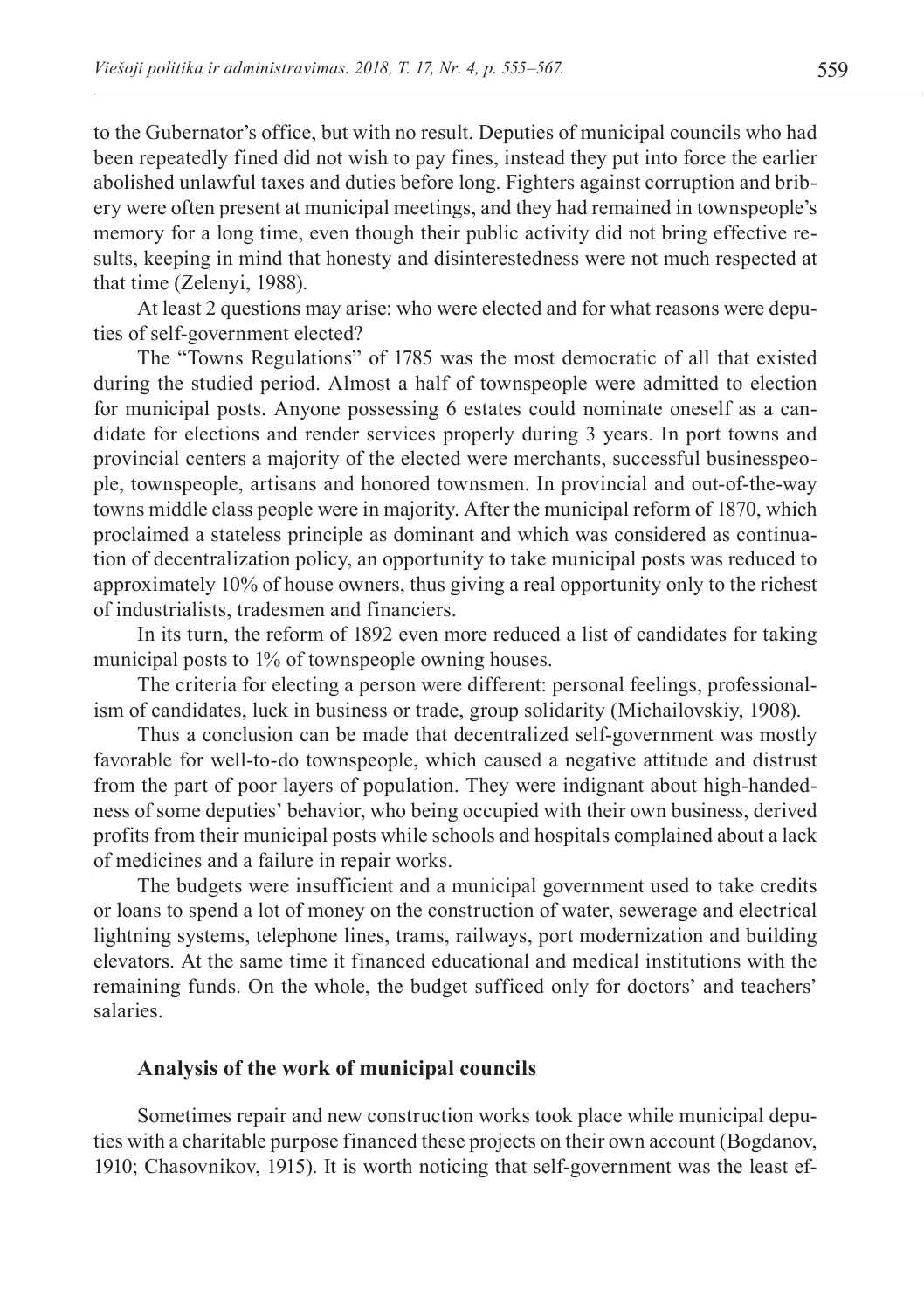to the Gubernator's office, but with no result. Deputies of municipal councils who had been repeatedly fined did not wish to pay fines, instead they put into force the earlier abolished unlawful taxes and duties before long. Fighters against corruption and bribery were often present at municipal meetings, and they had remained in townspeople's memory for a long time, even though their public activity did not bring effective results, keeping in mind that honesty and disinterestedness were not much respected at that time (Zelenyi, 1988).

At least 2 questions may arise: who were elected and for what reasons were deputies of self-government elected?

The "Towns Regulations" of 1785 was the most democratic of all that existed during the studied period. Almost a half of townspeople were admitted to election for municipal posts. Anyone possessing 6 estates could nominate oneself as a candidate for elections and render services properly during 3 years. In port towns and provincial centers a majority of the elected were merchants, successful businesspeople, townspeople, artisans and honored townsmen. In provincial and out-of-the-way towns middle class people were in majority. After the municipal reform of 1870, which proclaimed a stateless principle as dominant and which was considered as continuation of decentralization policy, an opportunity to take municipal posts was reduced to approximately 10% of house owners, thus giving a real opportunity only to the richest of industrialists, tradesmen and financiers.

In its turn, the reform of 1892 even more reduced a list of candidates for taking municipal posts to 1% of townspeople owning houses.

The criteria for electing a person were different: personal feelings, professionalism of candidates, luck in business or trade, group solidarity (Michailovskiy, 1908).

Thus a conclusion can be made that decentralized self-government was mostly favorable for well-to-do townspeople, which caused a negative attitude and distrust from the part of poor layers of population. They were indignant about high-handedness of some deputies' behavior, who being occupied with their own business, derived profits from their municipal posts while schools and hospitals complained about a lack of medicines and a failure in repair works.

The budgets were insufficient and a municipal government used to take credits or loans to spend a lot of money on the construction of water, sewerage and electrical lightning systems, telephone lines, trams, railways, port modernization and building elevators. At the same time it financed educational and medical institutions with the remaining funds. On the whole, the budget sufficed only for doctors' and teachers' salaries.

## Analysis of the work of municipal councils

Sometimes repair and new construction works took place while municipal deputies with a charitable purpose financed these projects on their own account (Bogdanov, 1910; Chasovnikov, 1915). It is worth noticing that self-government was the least ef-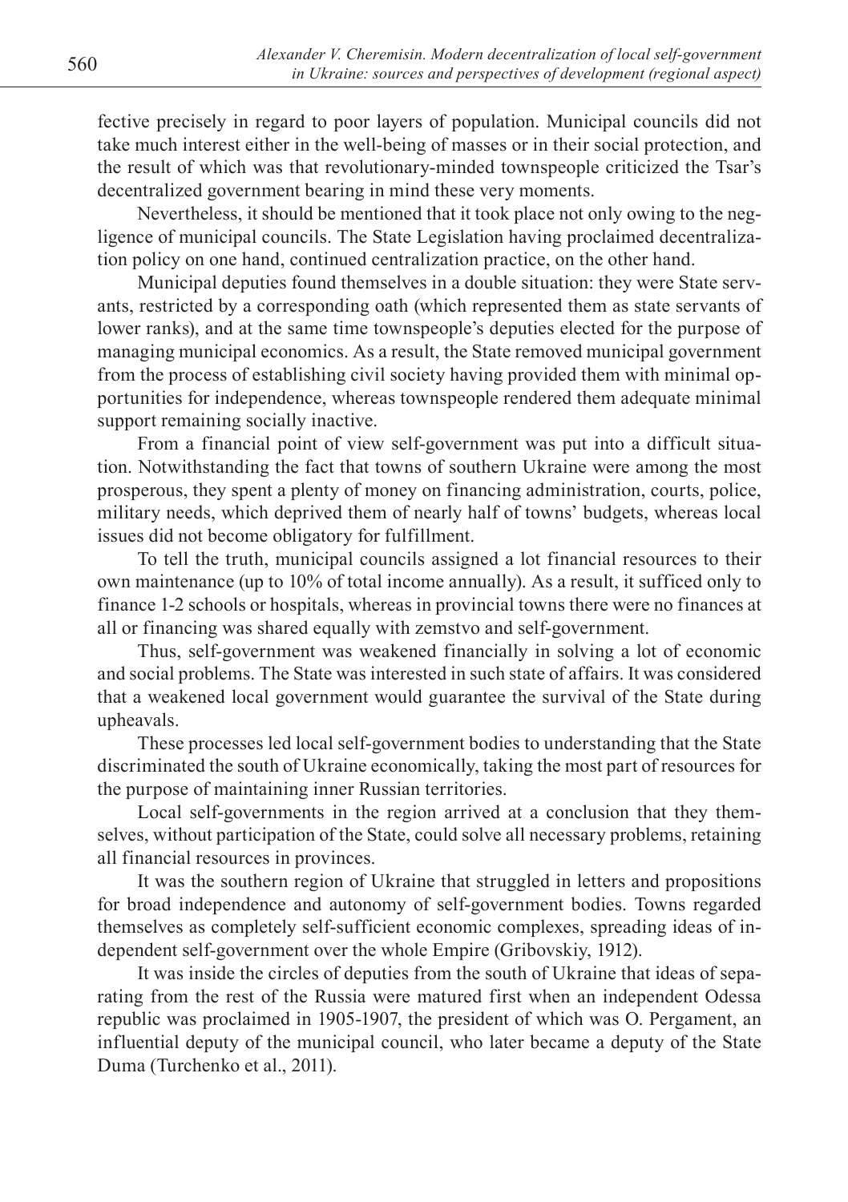fective precisely in regard to poor layers of population. Municipal councils did not take much interest either in the well-being of masses or in their social protection, and the result of which was that revolutionary-minded townspeople criticized the Tsar's decentralized government bearing in mind these very moments.

Nevertheless, it should be mentioned that it took place not only owing to the negligence of municipal councils. The State Legislation having proclaimed decentralization policy on one hand, continued centralization practice, on the other hand.

Municipal deputies found themselves in a double situation: they were State servants, restricted by a corresponding oath (which represented them as state servants of lower ranks), and at the same time townspeople's deputies elected for the purpose of managing municipal economics. As a result, the State removed municipal government from the process of establishing civil society having provided them with minimal opportunities for independence, whereas townspeople rendered them adequate minimal support remaining socially inactive.

From a financial point of view self-government was put into a difficult situation. Notwithstanding the fact that towns of southern Ukraine were among the most prosperous, they spent a plenty of money on financing administration, courts, police, military needs, which deprived them of nearly half of towns' budgets, whereas local issues did not become obligatory for fulfillment.

To tell the truth, municipal councils assigned a lot financial resources to their own maintenance (up to 10% of total income annually). As a result, it sufficed only to finance 1-2 schools or hospitals, whereas in provincial towns there were no finances at all or financing was shared equally with zemstvo and self-government.

Thus, self-government was weakened financially in solving a lot of economic and social problems. The State was interested in such state of affairs. It was considered that a weakened local government would guarantee the survival of the State during upheavals.

These processes led local self-government bodies to understanding that the State discriminated the south of Ukraine economically, taking the most part of resources for the purpose of maintaining inner Russian territories.

Local self-governments in the region arrived at a conclusion that they themselves, without participation of the State, could solve all necessary problems, retaining all financial resources in provinces.

It was the southern region of Ukraine that struggled in letters and propositions for broad independence and autonomy of self-government bodies. Towns regarded themselves as completely self-sufficient economic complexes, spreading ideas of independent self-government over the whole Empire (Gribovskiy, 1912).

It was inside the circles of deputies from the south of Ukraine that ideas of separating from the rest of the Russia were matured first when an independent Odessa republic was proclaimed in 1905-1907, the president of which was O. Pergament, an influential deputy of the municipal council, who later became a deputy of the State Duma (Turchenko et al., 2011).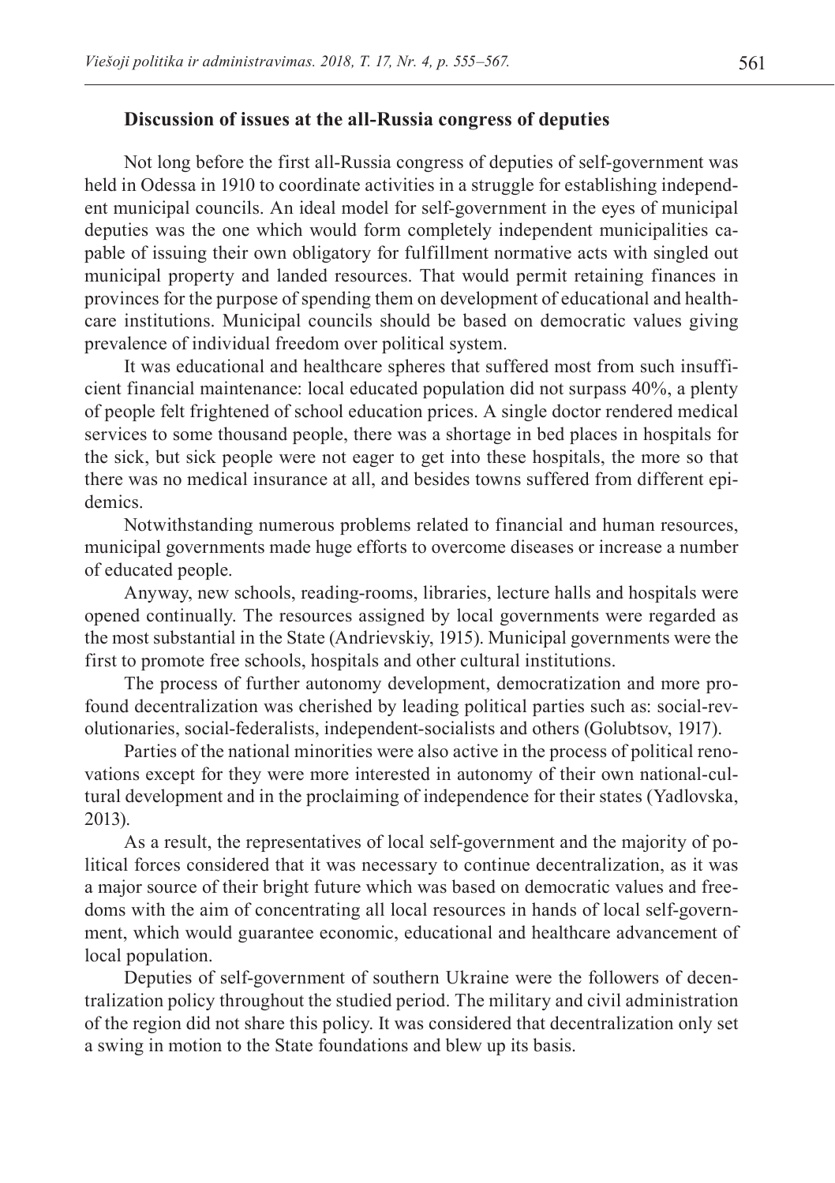## Discussion of issues at the all-Russia congress of deputies

Not long before the first all-Russia congress of deputies of self-government was held in Odessa in 1910 to coordinate activities in a struggle for establishing independent municipal councils. An ideal model for self-government in the eyes of municipal deputies was the one which would form completely independent municipalities capable of issuing their own obligatory for fulfillment normative acts with singled out municipal property and landed resources. That would permit retaining finances in provinces for the purpose of spending them on development of educational and healthcare institutions. Municipal councils should be based on democratic values giving prevalence of individual freedom over political system.

It was educational and healthcare spheres that suffered most from such insufficient financial maintenance: local educated population did not surpass 40%, a plenty of people felt frightened of school education prices. A single doctor rendered medical services to some thousand people, there was a shortage in bed places in hospitals for the sick, but sick people were not eager to get into these hospitals, the more so that there was no medical insurance at all, and besides towns suffered from different epidemics.

Notwithstanding numerous problems related to financial and human resources, municipal governments made huge efforts to overcome diseases or increase a number of educated people.

Anyway, new schools, reading-rooms, libraries, lecture halls and hospitals were opened continually. The resources assigned by local governments were regarded as the most substantial in the State (Andrievskiy, 1915). Municipal governments were the first to promote free schools, hospitals and other cultural institutions.

The process of further autonomy development, democratization and more profound decentralization was cherished by leading political parties such as: social-revolutionaries, social-federalists, independent-socialists and others (Golubtsov, 1917).

Parties of the national minorities were also active in the process of political renovations except for they were more interested in autonomy of their own national-cultural development and in the proclaiming of independence for their states (Yadlovska, 2013).

As a result, the representatives of local self-government and the majority of political forces considered that it was necessary to continue decentralization, as it was a major source of their bright future which was based on democratic values and freedoms with the aim of concentrating all local resources in hands of local self-government, which would guarantee economic, educational and healthcare advancement of local population.

Deputies of self-government of southern Ukraine were the followers of decentralization policy throughout the studied period. The military and civil administration of the region did not share this policy. It was considered that decentralization only set a swing in motion to the State foundations and blew up its basis.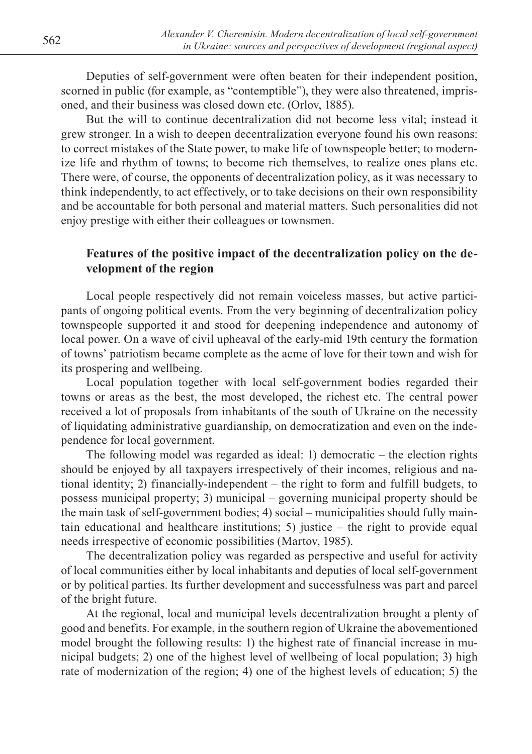Deputies of self-government were often beaten for their independent position, scorned in public (for example, as "contemptible"), they were also threatened, imprisoned, and their business was closed down etc. (Orlov, 1885).

But the will to continue decentralization did not become less vital; instead it grew stronger. In a wish to deepen decentralization everyone found his own reasons: to correct mistakes of the State power, to make life of townspeople better; to modernize life and rhythm of towns; to become rich themselves, to realize ones plans etc. There were, of course, the opponents of decentralization policy, as it was necessary to think independently, to act effectively, or to take decisions on their own responsibility and be accountable for both personal and material matters. Such personalities did not enjoy prestige with either their colleagues or townsmen.

## Features of the positive impact of the decentralization policy on the development of the region

Local people respectively did not remain voiceless masses, but active participants of ongoing political events. From the very beginning of decentralization policy townspeople supported it and stood for deepening independence and autonomy of local power. On a wave of civil upheaval of the early-mid 19th century the formation of towns' patriotism became complete as the acme of love for their town and wish for its prospering and wellbeing.

Local population together with local self-government bodies regarded their towns or areas as the best, the most developed, the richest etc. The central power received a lot of proposals from inhabitants of the south of Ukraine on the necessity of liquidating administrative guardianship, on democratization and even on the independence for local government.

The following model was regarded as ideal: 1) democratic – the election rights should be enjoyed by all taxpayers irrespectively of their incomes, religious and national identity; 2) financially-independent – the right to form and fulfill budgets, to possess municipal property; 3) municipal – governing municipal property should be the main task of self-government bodies; 4) social – municipalities should fully maintain educational and healthcare institutions; 5) justice – the right to provide equal needs irrespective of economic possibilities (Martov, 1985).

The decentralization policy was regarded as perspective and useful for activity of local communities either by local inhabitants and deputies of local self-government or by political parties. Its further development and successfulness was part and parcel of the bright future.

At the regional, local and municipal levels decentralization brought a plenty of good and benefits. For example, in the southern region of Ukraine the abovementioned model brought the following results: 1) the highest rate of financial increase in municipal budgets; 2) one of the highest level of wellbeing of local population; 3) high rate of modernization of the region; 4) one of the highest levels of education; 5) the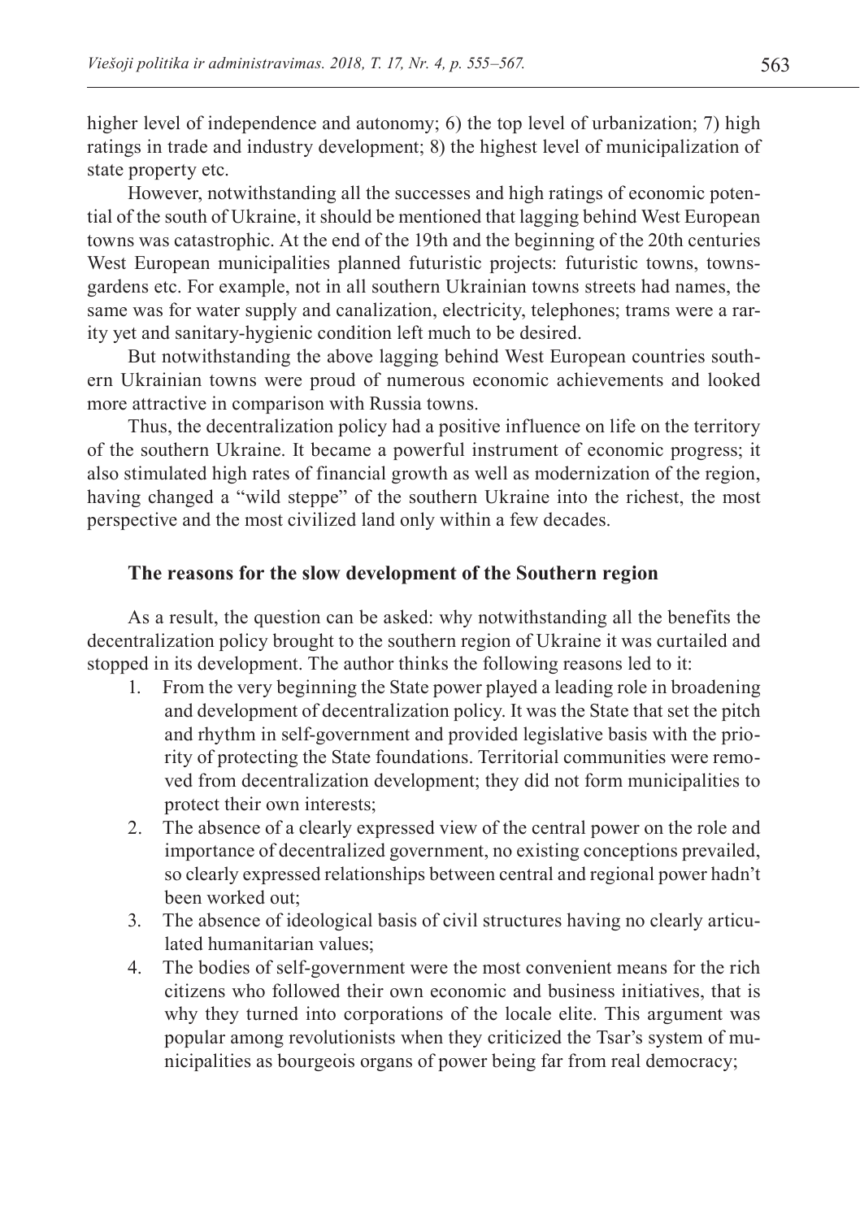higher level of independence and autonomy; 6) the top level of urbanization; 7) high ratings in trade and industry development; 8) the highest level of municipalization of state property etc.

However, notwithstanding all the successes and high ratings of economic potential of the south of Ukraine, it should be mentioned that lagging behind West European towns was catastrophic. At the end of the 19th and the beginning of the 20th centuries West European municipalities planned futuristic projects: futuristic towns, towns-gardens etc. For example, not in all southern Ukrainian towns streets had names, the same was for water supply and canalization, electricity, telephones; trams were a rarity yet and sanitary-hygienic condition left much to be desired.

But notwithstanding the above lagging behind West European countries southern Ukrainian towns were proud of numerous economic achievements and looked more attractive in comparison with Russia towns.

Thus, the decentralization policy had a positive influence on life on the territory of the southern Ukraine. It became a powerful instrument of economic progress; it also stimulated high rates of financial growth as well as modernization of the region, having changed a "wild steppe" of the southern Ukraine into the richest, the most perspective and the most civilized land only within a few decades.

### The reasons for the slow development of the Southern region

As a result, the question can be asked: why notwithstanding all the benefits the decentralization policy brought to the southern region of Ukraine it was curtailed and stopped in its development. The author thinks the following reasons led to it:

1. From the very beginning the State power played a leading role in broadening and development of decentralization policy. It was the State that set the pitch and rhythm in self-government and provided legislative basis with the priority of protecting the State foundations. Territorial communities were removed from decentralization development; they did not form municipalities to protect their own interests;
2. The absence of a clearly expressed view of the central power on the role and importance of decentralized government, no existing conceptions prevailed, so clearly expressed relationships between central and regional power hadn't been worked out;
3. The absence of ideological basis of civil structures having no clearly articulated humanitarian values;
4. The bodies of self-government were the most convenient means for the rich citizens who followed their own economic and business initiatives, that is why they turned into corporations of the locale elite. This argument was popular among revolutionists when they criticized the Tsar's system of municipalities as bourgeois organs of power being far from real democracy;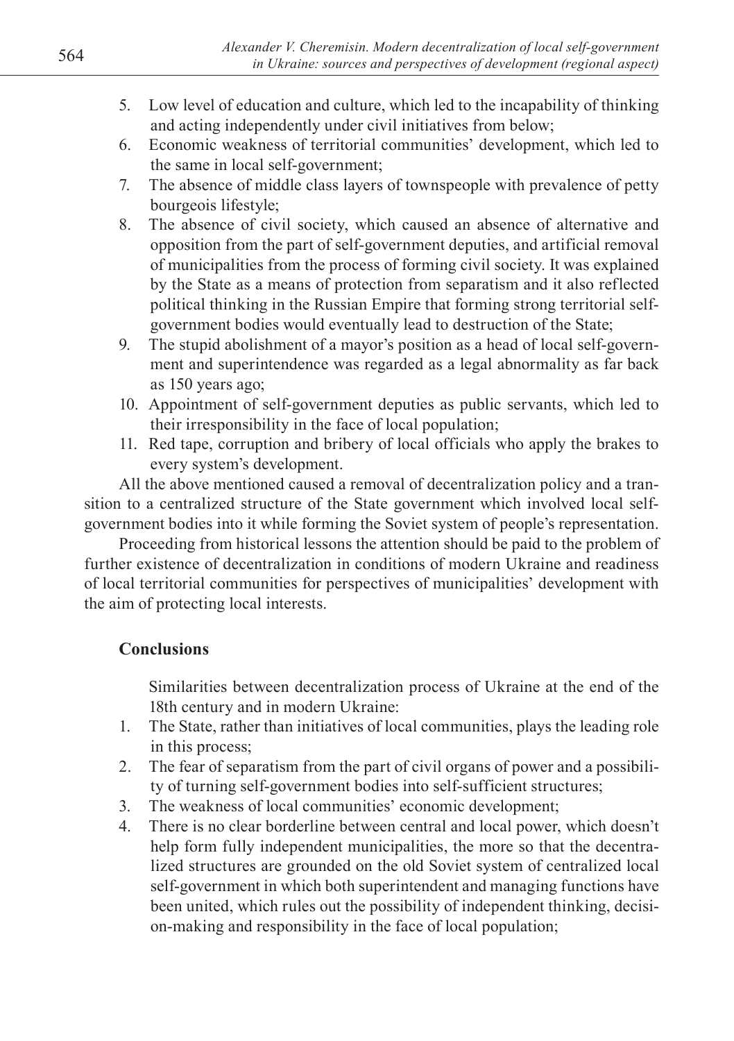5. Low level of education and culture, which led to the incapability of thinking and acting independently under civil initiatives from below;
6. Economic weakness of territorial communities' development, which led to the same in local self-government;
7. The absence of middle class layers of townspeople with prevalence of petty bourgeois lifestyle;
8. The absence of civil society, which caused an absence of alternative and opposition from the part of self-government deputies, and artificial removal of municipalities from the process of forming civil society. It was explained by the State as a means of protection from separatism and it also reflected political thinking in the Russian Empire that forming strong territorial self-government bodies would eventually lead to destruction of the State;
9. The stupid abolishment of a mayor's position as a head of local self-government and superintendence was regarded as a legal abnormality as far back as 150 years ago;
10. Appointment of self-government deputies as public servants, which led to their irresponsibility in the face of local population;
11. Red tape, corruption and bribery of local officials who apply the brakes to every system's development.

All the above mentioned caused a removal of decentralization policy and a transition to a centralized structure of the State government which involved local self-government bodies into it while forming the Soviet system of people's representation.

Proceeding from historical lessons the attention should be paid to the problem of further existence of decentralization in conditions of modern Ukraine and readiness of local territorial communities for perspectives of municipalities' development with the aim of protecting local interests.

## Conclusions

Similarities between decentralization process of Ukraine at the end of the 18th century and in modern Ukraine:

1. The State, rather than initiatives of local communities, plays the leading role in this process;
2. The fear of separatism from the part of civil organs of power and a possibility of turning self-government bodies into self-sufficient structures;
3. The weakness of local communities' economic development;
4. There is no clear borderline between central and local power, which doesn't help form fully independent municipalities, the more so that the decentralized structures are grounded on the old Soviet system of centralized local self-government in which both superintendent and managing functions have been united, which rules out the possibility of independent thinking, decision-making and responsibility in the face of local population;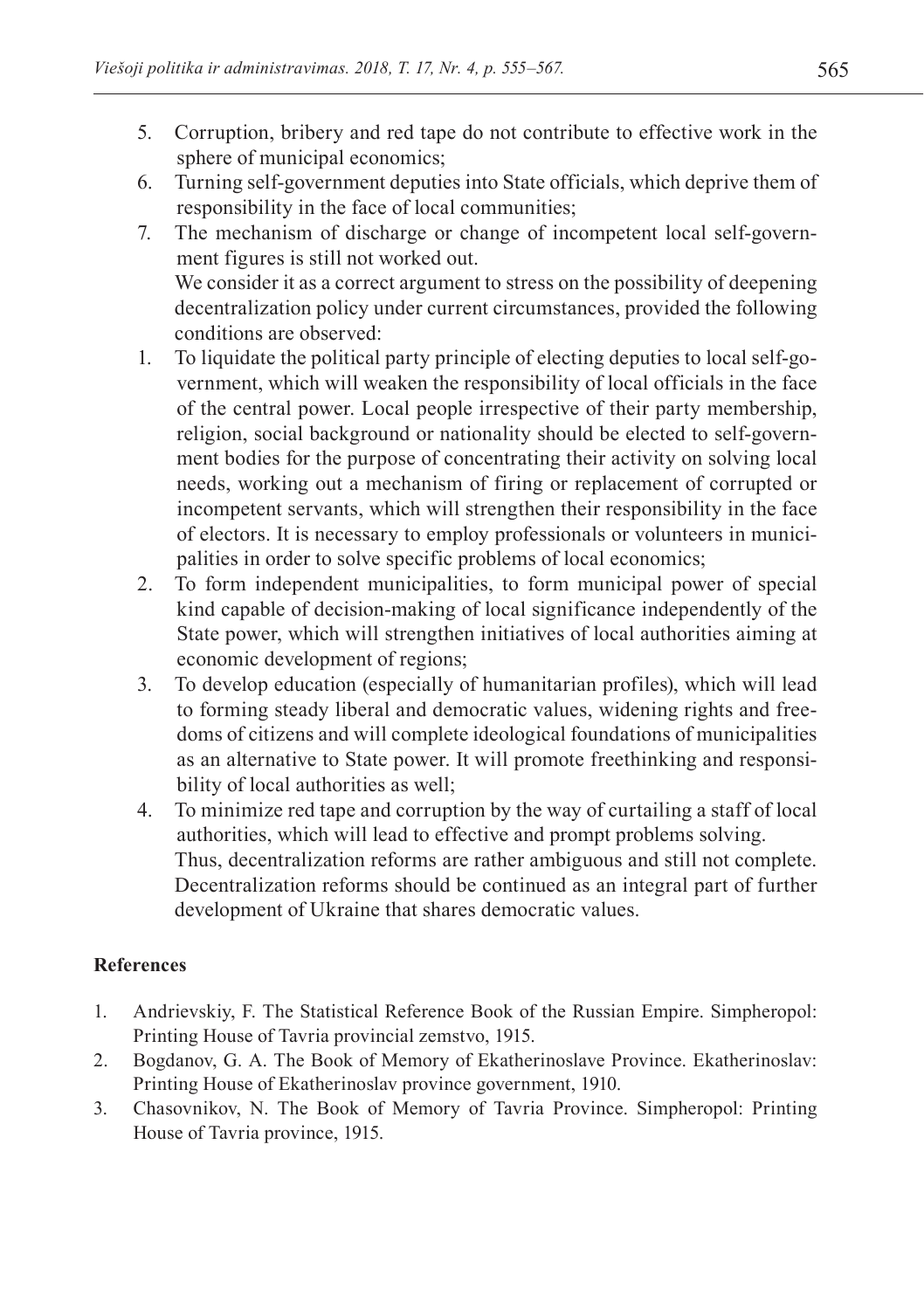5. Corruption, bribery and red tape do not contribute to effective work in the sphere of municipal economics;
6. Turning self-government deputies into State officials, which deprive them of responsibility in the face of local communities;
7. The mechanism of discharge or change of incompetent local self-government figures is still not worked out.

We consider it as a correct argument to stress on the possibility of deepening decentralization policy under current circumstances, provided the following conditions are observed:

1. To liquidate the political party principle of electing deputies to local self-government, which will weaken the responsibility of local officials in the face of the central power. Local people irrespective of their party membership, religion, social background or nationality should be elected to self-government bodies for the purpose of concentrating their activity on solving local needs, working out a mechanism of firing or replacement of corrupted or incompetent servants, which will strengthen their responsibility in the face of electors. It is necessary to employ professionals or volunteers in municipalities in order to solve specific problems of local economics;
2. To form independent municipalities, to form municipal power of special kind capable of decision-making of local significance independently of the State power, which will strengthen initiatives of local authorities aiming at economic development of regions;
3. To develop education (especially of humanitarian profiles), which will lead to forming steady liberal and democratic values, widening rights and freedoms of citizens and will complete ideological foundations of municipalities as an alternative to State power. It will promote freethinking and responsibility of local authorities as well;
4. To minimize red tape and corruption by the way of curtailing a staff of local authorities, which will lead to effective and prompt problems solving.

Thus, decentralization reforms are rather ambiguous and still not complete. Decentralization reforms should be continued as an integral part of further development of Ukraine that shares democratic values.

## References

1. Andrievskiy, F. The Statistical Reference Book of the Russian Empire. Simpheropol: Printing House of Tavria provincial zemstvo, 1915.
2. Bogdanov, G. A. The Book of Memory of Ekatherinoslave Province. Ekatherinoslav: Printing House of Ekatherinoslav province government, 1910.
3. Chasovnikov, N. The Book of Memory of Tavria Province. Simpheropol: Printing House of Tavria province, 1915.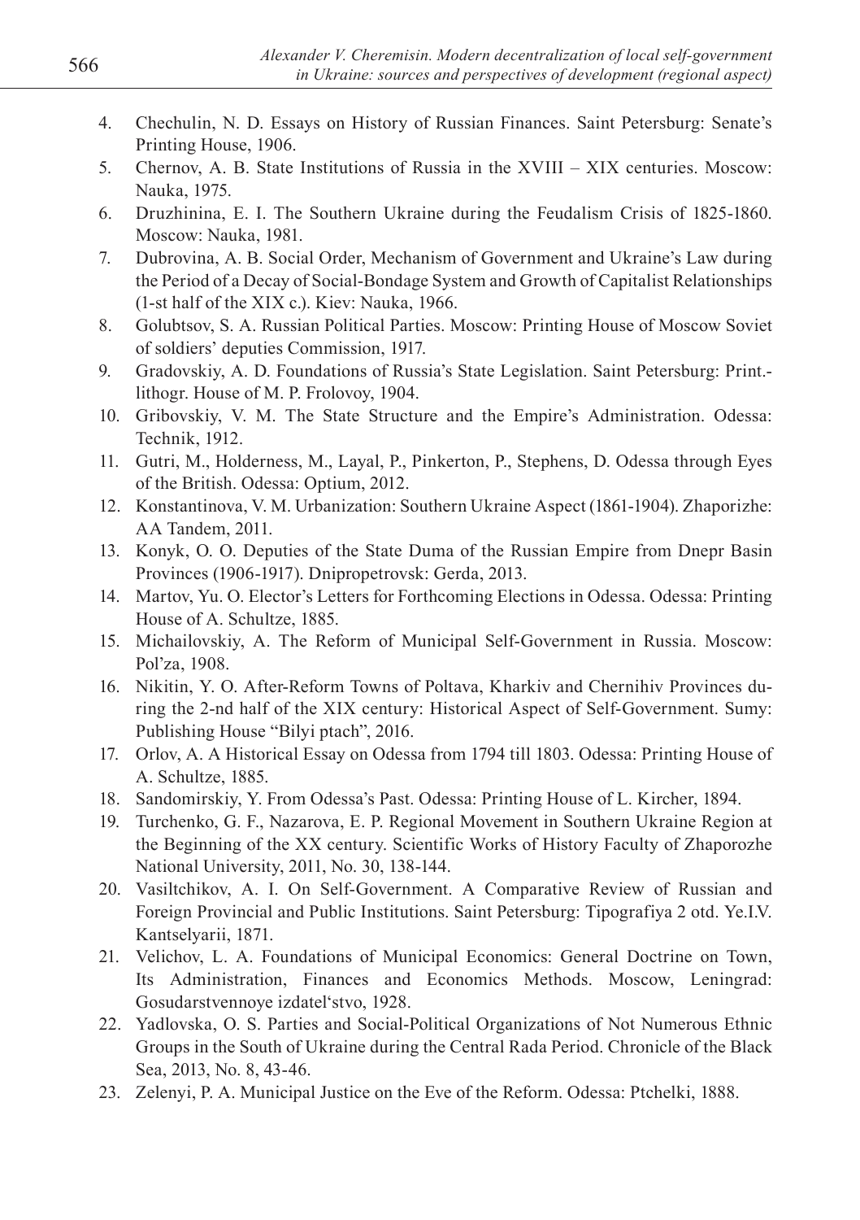4. Chechulin, N. D. Essays on History of Russian Finances. Saint Petersburg: Senate's Printing House, 1906.
5. Chernov, A. B. State Institutions of Russia in the XVIII – XIX centuries. Moscow: Nauka, 1975.
6. Druzhinina, E. I. The Southern Ukraine during the Feudalism Crisis of 1825-1860. Moscow: Nauka, 1981.
7. Dubrovina, A. B. Social Order, Mechanism of Government and Ukraine's Law during the Period of a Decay of Social-Bondage System and Growth of Capitalist Relationships (1-st half of the XIX c.). Kiev: Nauka, 1966.
8. Golubtsov, S. A. Russian Political Parties. Moscow: Printing House of Moscow Soviet of soldiers' deputies Commission, 1917.
9. Gradovskiy, A. D. Foundations of Russia's State Legislation. Saint Petersburg: Print.-lithogr. House of M. P. Frolovoy, 1904.
10. Gribovskiy, V. M. The State Structure and the Empire's Administration. Odessa: Technik, 1912.
11. Gutri, M., Holderness, M., Layal, P., Pinkerton, P., Stephens, D. Odessa through Eyes of the British. Odessa: Optium, 2012.
12. Konstantinova, V. M. Urbanization: Southern Ukraine Aspect (1861-1904). Zhaporizhe: AA Tandem, 2011.
13. Konyk, O. O. Deputies of the State Duma of the Russian Empire from Dnepr Basin Provinces (1906-1917). Dnipropetrovsk: Gerda, 2013.
14. Martov, Yu. O. Elector's Letters for Forthcoming Elections in Odessa. Odessa: Printing House of A. Schultze, 1885.
15. Michailovskiy, A. The Reform of Municipal Self-Government in Russia. Moscow: Pol'za, 1908.
16. Nikitin, Y. O. After-Reform Towns of Poltava, Kharkiv and Chernihiv Provinces during the 2-nd half of the XIX century: Historical Aspect of Self-Government. Sumy: Publishing House "Bilyi ptach", 2016.
17. Orlov, A. A Historical Essay on Odessa from 1794 till 1803. Odessa: Printing House of A. Schultze, 1885.
18. Sandomirskiy, Y. From Odessa's Past. Odessa: Printing House of L. Kircher, 1894.
19. Turchenko, G. F., Nazarova, E. P. Regional Movement in Southern Ukraine Region at the Beginning of the XX century. Scientific Works of History Faculty of Zhaporozhe National University, 2011, No. 30, 138-144.
20. Vasiltchikov, A. I. On Self-Government. A Comparative Review of Russian and Foreign Provincial and Public Institutions. Saint Petersburg: Tipografiya 2 otd. Ye.I.V. Kantselyarii, 1871.
21. Velichov, L. A. Foundations of Municipal Economics: General Doctrine on Town, Its Administration, Finances and Economics Methods. Moscow, Leningrad: Gosudarstvennoye izdatel'stvo, 1928.
22. Yadlovska, O. S. Parties and Social-Political Organizations of Not Numerous Ethnic Groups in the South of Ukraine during the Central Rada Period. Chronicle of the Black Sea, 2013, No. 8, 43-46.
23. Zelenyi, P. A. Municipal Justice on the Eve of the Reform. Odessa: Ptchelki, 1888.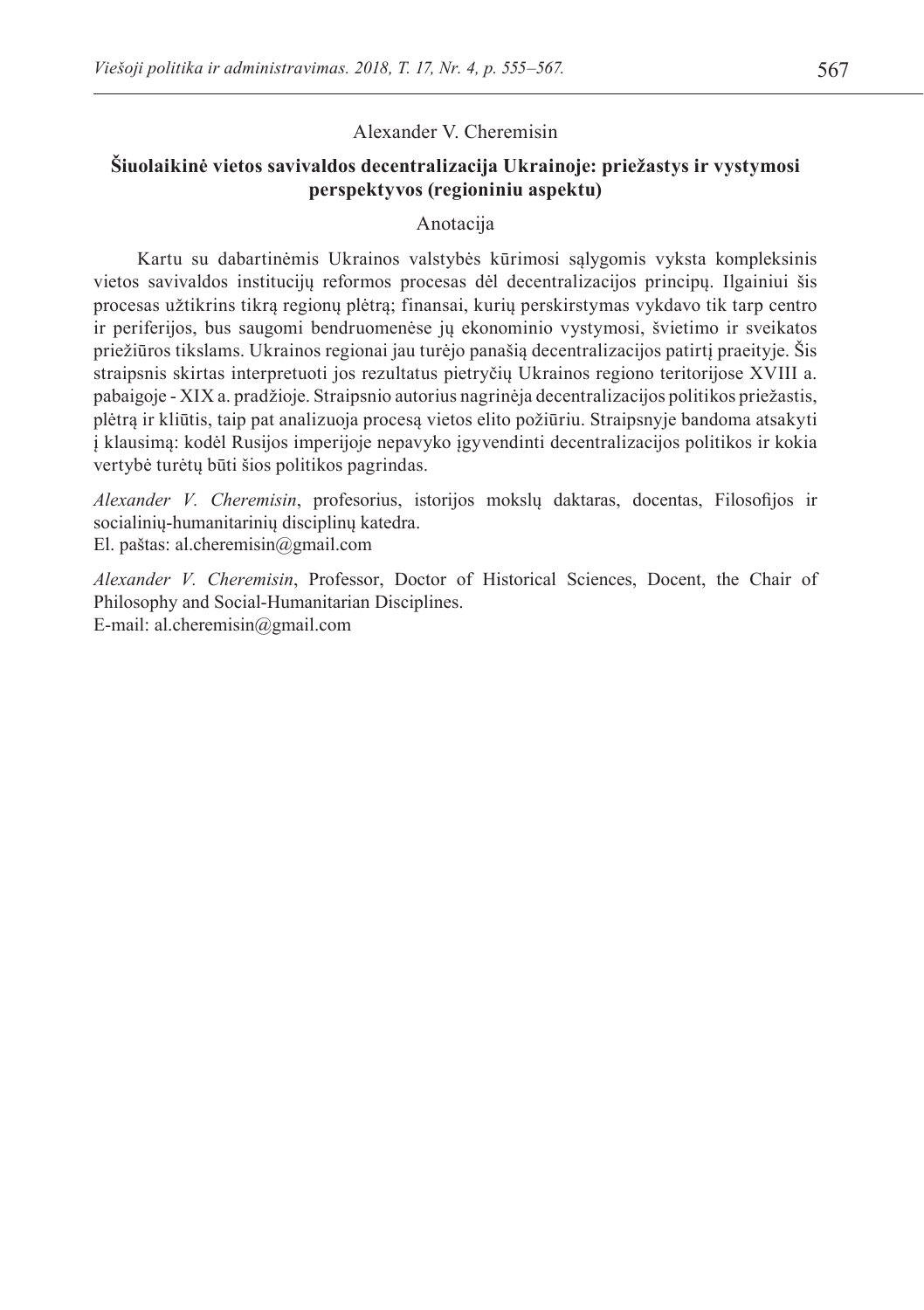Alexander V. Cheremisin

## Šiuolaikinė vietos savivaldos decentralizacija Ukrainoje: priežastys ir vystymosi perspektyvos (regioniniu aspektu)

### Anotacija

Kartu su dabartinėmis Ukrainos valstybės kūrimosi sąlygomis vyksta kompleksinis vietos savivaldos institucijų reformos procesas dėl decentralizacijos principų. Ilgainiui šis procesas užtikrins tikrą regionų plėtrą; finansai, kurių perskirstymas vykdavo tik tarp centro ir periferijos, bus saugomi bendruomenėse jų ekonominio vystymosi, švietimo ir sveikatos priežiūros tikslams. Ukrainos regionai jau turėjo panašią decentralizacijos patirtį praeityje. Šis straipsnis skirtas interpretuoti jos rezultatus pietryčių Ukrainos regiono teritorijose XVIII a. pabaigoje - XIX a. pradžioje. Straipsnio autorius nagrinėja decentralizacijos politikos priežastis, plėtrą ir kliūtis, taip pat analizuoja procesą vietos elito požiūriu. Straipsnyje bandoma atsakyti į klausimą: kodėl Rusijos imperijoje nepavyko įgyvendinti decentralizacijos politikos ir kokia vertybė turėtų būti šios politikos pagrindas.

*Alexander V. Cheremisin*, profesorius, istorijos mokslų daktaras, docentas, Filosofijos ir socialinių-humanitarinių disciplinų katedra.
El. paštas: al.cheremisin@gmail.com

*Alexander V. Cheremisin*, Professor, Doctor of Historical Sciences, Docent, the Chair of Philosophy and Social-Humanitarian Disciplines.
E-mail: al.cheremisin@gmail.com